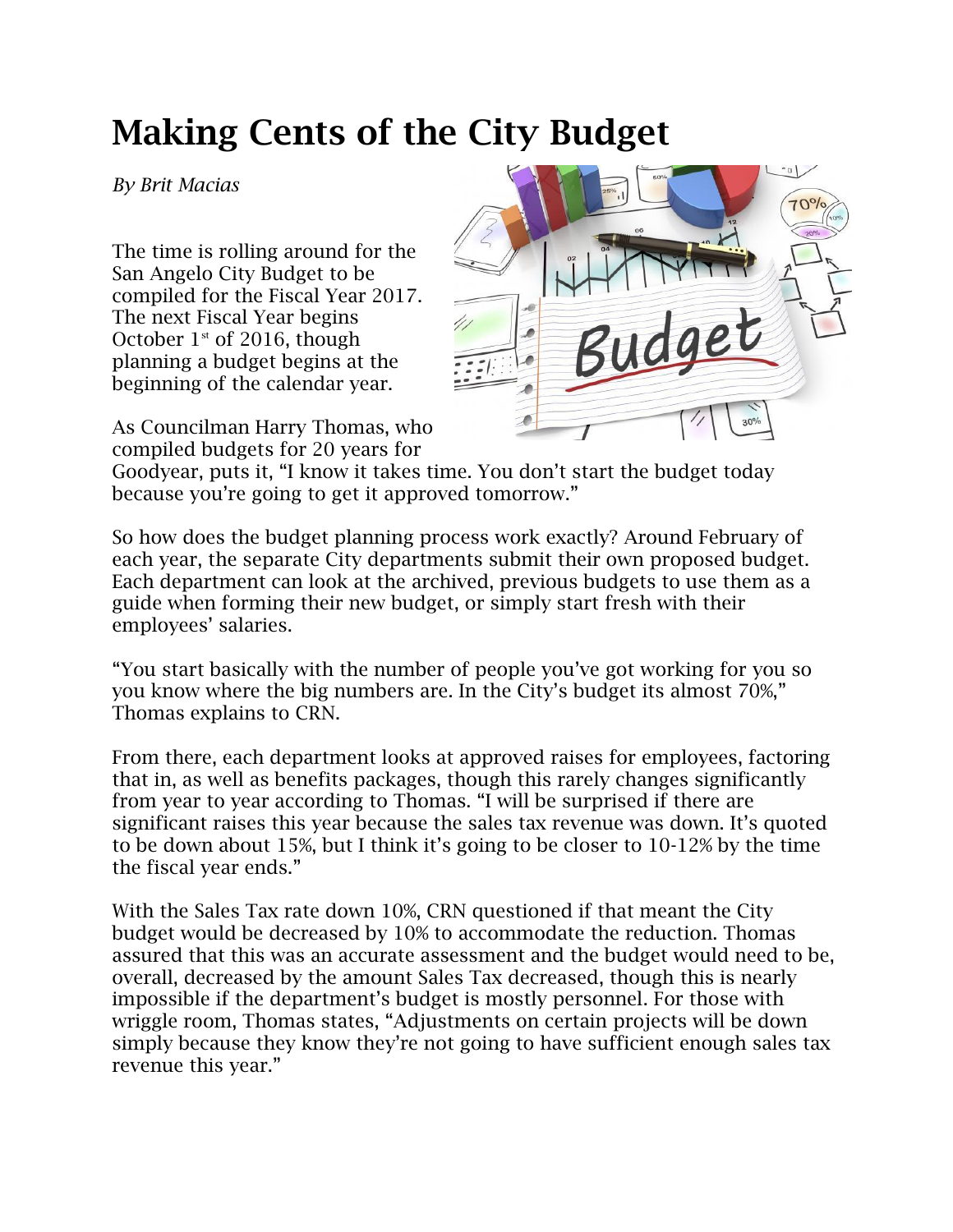# Making Cents of the City Budget

*By Brit Macias*

The time is rolling around for the San Angelo City Budget to be compiled for the Fiscal Year 2017. The next Fiscal Year begins October 1st of 2016, though planning a budget begins at the beginning of the calendar year.

As Councilman Harry Thomas, who compiled budgets for 20 years for Goodyear, puts it, "I know it takes time. You don't start the budget today because you're going to get it approved tomorrow."

So how does the budget planning process work exactly? Around February of each year, the separate City departments submit their own proposed budget. Each department can look at the archived, previous budgets to use them as a guide when forming their new budget, or simply start fresh with their employees' salaries.

"You start basically with the number of people you've got working for you so you know where the big numbers are. In the City's budget its almost 70%," Thomas explains to CRN.

From there, each department looks at approved raises for employees, factoring that in, as well as benefits packages, though this rarely changes significantly from year to year according to Thomas. "I will be surprised if there are significant raises this year because the sales tax revenue was down. It's quoted to be down about 15%, but I think it's going to be closer to 10-12% by the time the fiscal year ends."

With the Sales Tax rate down 10%, CRN questioned if that meant the City budget would be decreased by 10% to accommodate the reduction. Thomas assured that this was an accurate assessment and the budget would need to be, overall, decreased by the amount Sales Tax decreased, though this is nearly impossible if the department's budget is mostly personnel. For those with wriggle room, Thomas states, "Adjustments on certain projects will be down simply because they know they're not going to have sufficient enough sales tax revenue this year."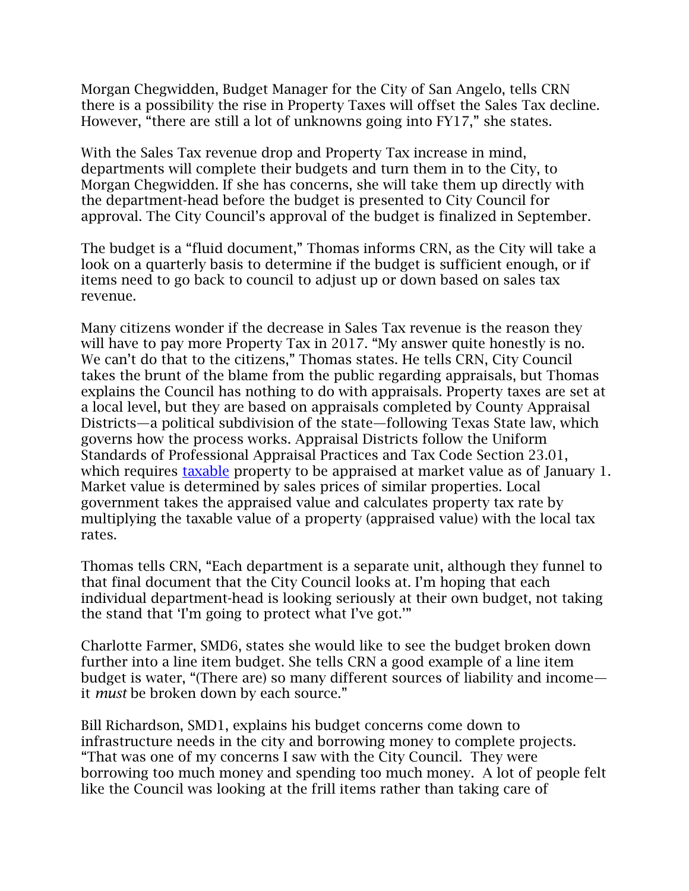Morgan Chegwidden, Budget Manager for the City of San Angelo, tells CRN there is a possibility the rise in Property Taxes will offset the Sales Tax decline. However, "there are still a lot of unknowns going into FY17," she states.

With the Sales Tax revenue drop and Property Tax increase in mind, departments will complete their budgets and turn them in to the City, to Morgan Chegwidden. If she has concerns, she will take them up directly with the department-head before the budget is presented to City Council for approval. The City Council's approval of the budget is finalized in September.

The budget is a "fluid document," Thomas informs CRN, as the City will take a look on a quarterly basis to determine if the budget is sufficient enough, or if items need to go back to council to adjust up or down based on sales tax revenue.

Many citizens wonder if the decrease in Sales Tax revenue is the reason they will have to pay more Property Tax in 2017. "My answer quite honestly is no. We can't do that to the citizens," Thomas states. He tells CRN, City Council takes the brunt of the blame from the public regarding appraisals, but Thomas explains the Council has nothing to do with appraisals. Property taxes are set at a local level, but they are based on appraisals completed by County Appraisal Districts—a political subdivision of the state—following Texas State law, which governs how the process works. Appraisal Districts follow the Uniform Standards of Professional Appraisal Practices and Tax Code Section 23.01, which requires taxable property to be appraised at market value as of January 1. Market value is determined by sales prices of similar properties. Local government takes the appraised value and calculates property tax rate by multiplying the taxable value of a property (appraised value) with the local tax rates.

Thomas tells CRN, "Each department is a separate unit, although they funnel to that final document that the City Council looks at. I'm hoping that each individual department-head is looking seriously at their own budget, not taking the stand that 'I'm going to protect what I've got.'"

Charlotte Farmer, SMD6, states she would like to see the budget broken down further into a line item budget. She tells CRN a good example of a line item budget is water, "(There are) so many different sources of liability and income—it *must* be broken down by each source."

Bill Richardson, SMD1, explains his budget concerns come down to infrastructure needs in the city and borrowing money to complete projects. "That was one of my concerns I saw with the City Council. They were borrowing too much money and spending too much money. A lot of people felt like the Council was looking at the frill items rather than taking care of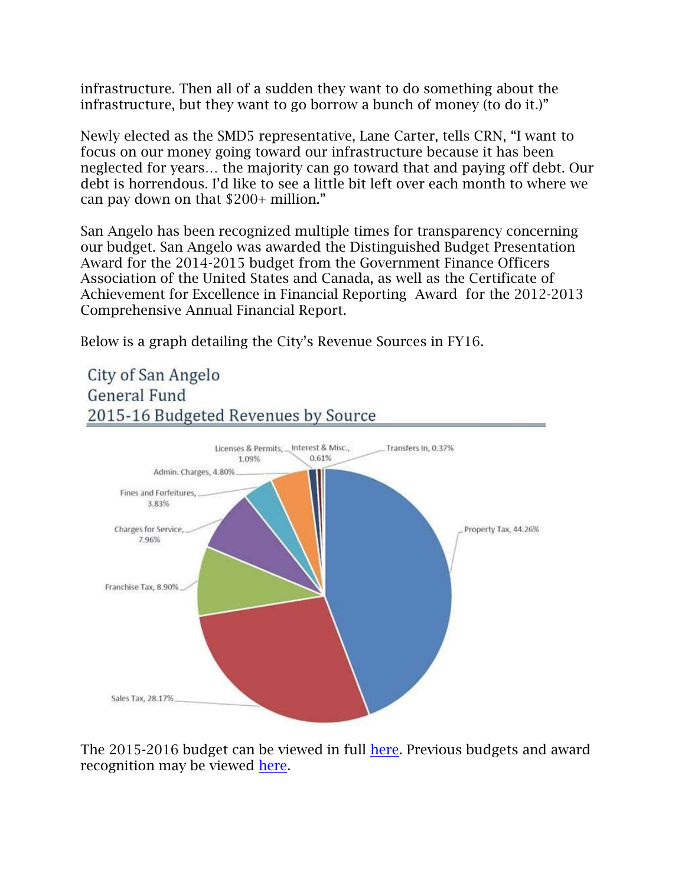infrastructure. Then all of a sudden they want to do something about the infrastructure, but they want to go borrow a bunch of money (to do it.)"

Newly elected as the SMD5 representative, Lane Carter, tells CRN, "I want to focus on our money going toward our infrastructure because it has been neglected for years… the majority can go toward that and paying off debt. Our debt is horrendous. I'd like to see a little bit left over each month to where we can pay down on that $200+ million."

San Angelo has been recognized multiple times for transparency concerning our budget. San Angelo was awarded the Distinguished Budget Presentation Award for the 2014-2015 budget from the Government Finance Officers Association of the United States and Canada, as well as the Certificate of Achievement for Excellence in Financial Reporting Award for the 2012-2013 Comprehensive Annual Financial Report.

Below is a graph detailing the City's Revenue Sources in FY16.

City of San Angelo
General Fund
2015-16 Budgeted Revenues by Source

| Source | Percentage |
| --- | --- |
| Property Tax | 44.26% |
| Sales Tax | 28.17% |
| Franchise Tax | 8.90% |
| Charges for Service | 7.96% |
| Admin. Charges | 4.80% |
| Fines and Forfeitures | 3.83% |
| Licenses & Permits | 1.09% |
| Interest & Misc. | 0.61% |
| Transfers In | 0.37% |

The 2015-2016 budget can be viewed in full here. Previous budgets and award recognition may be viewed here.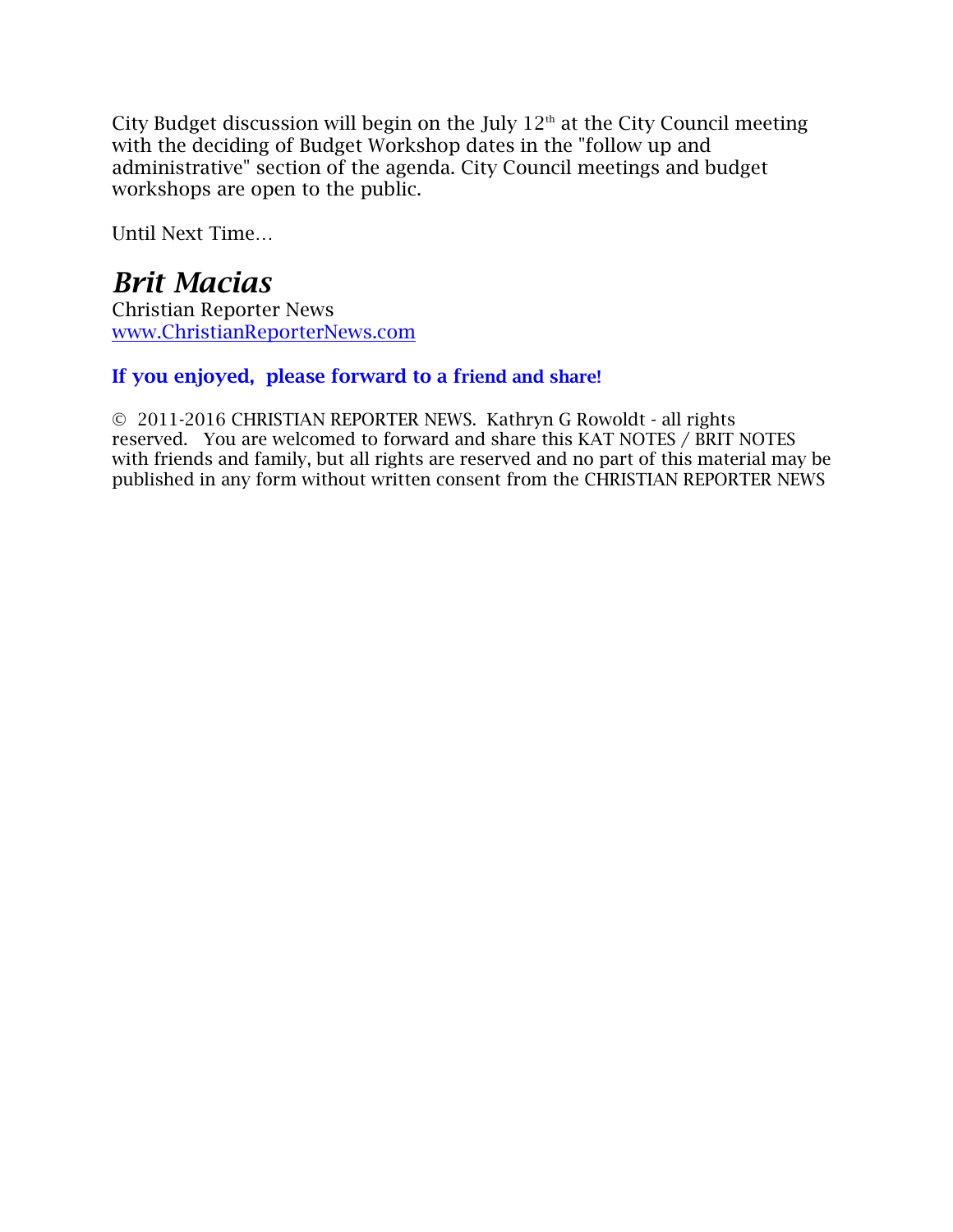City Budget discussion will begin on the July 12th at the City Council meeting with the deciding of Budget Workshop dates in the "follow up and administrative" section of the agenda. City Council meetings and budget workshops are open to the public.

Until Next Time…

***Brit Macias***  
Christian Reporter News  
www.ChristianReporterNews.com

**If you enjoyed, please forward to a friend and share!**

© 2011-2016 CHRISTIAN REPORTER NEWS. Kathryn G Rowoldt - all rights reserved. You are welcomed to forward and share this KAT NOTES / BRIT NOTES with friends and family, but all rights are reserved and no part of this material may be published in any form without written consent from the CHRISTIAN REPORTER NEWS